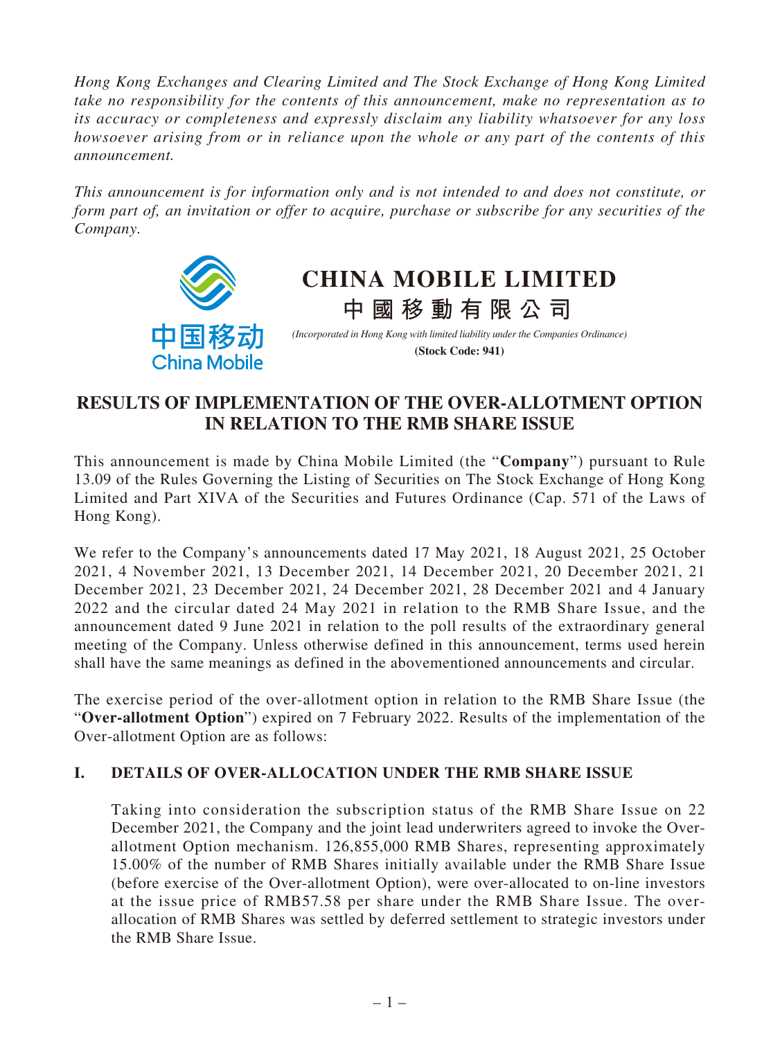*Hong Kong Exchanges and Clearing Limited and The Stock Exchange of Hong Kong Limited take no responsibility for the contents of this announcement, make no representation as to its accuracy or completeness and expressly disclaim any liability whatsoever for any loss howsoever arising from or in reliance upon the whole or any part of the contents of this announcement.*

*This announcement is for information only and is not intended to and does not constitute, or form part of, an invitation or offer to acquire, purchase or subscribe for any securities of the Company.*

中国移动
China Mobile

# CHINA MOBILE LIMITED
# 中 國 移 動 有 限 公 司

*(Incorporated in Hong Kong with limited liability under the Companies Ordinance)*

**(Stock Code: 941)**

## RESULTS OF IMPLEMENTATION OF THE OVER-ALLOTMENT OPTION IN RELATION TO THE RMB SHARE ISSUE

This announcement is made by China Mobile Limited (the "**Company**") pursuant to Rule 13.09 of the Rules Governing the Listing of Securities on The Stock Exchange of Hong Kong Limited and Part XIVA of the Securities and Futures Ordinance (Cap. 571 of the Laws of Hong Kong).

We refer to the Company's announcements dated 17 May 2021, 18 August 2021, 25 October 2021, 4 November 2021, 13 December 2021, 14 December 2021, 20 December 2021, 21 December 2021, 23 December 2021, 24 December 2021, 28 December 2021 and 4 January 2022 and the circular dated 24 May 2021 in relation to the RMB Share Issue, and the announcement dated 9 June 2021 in relation to the poll results of the extraordinary general meeting of the Company. Unless otherwise defined in this announcement, terms used herein shall have the same meanings as defined in the abovementioned announcements and circular.

The exercise period of the over-allotment option in relation to the RMB Share Issue (the "**Over-allotment Option**") expired on 7 February 2022. Results of the implementation of the Over-allotment Option are as follows:

### I. DETAILS OF OVER-ALLOCATION UNDER THE RMB SHARE ISSUE

Taking into consideration the subscription status of the RMB Share Issue on 22 December 2021, the Company and the joint lead underwriters agreed to invoke the Over-allotment Option mechanism. 126,855,000 RMB Shares, representing approximately 15.00% of the number of RMB Shares initially available under the RMB Share Issue (before exercise of the Over-allotment Option), were over-allocated to on-line investors at the issue price of RMB57.58 per share under the RMB Share Issue. The over-allocation of RMB Shares was settled by deferred settlement to strategic investors under the RMB Share Issue.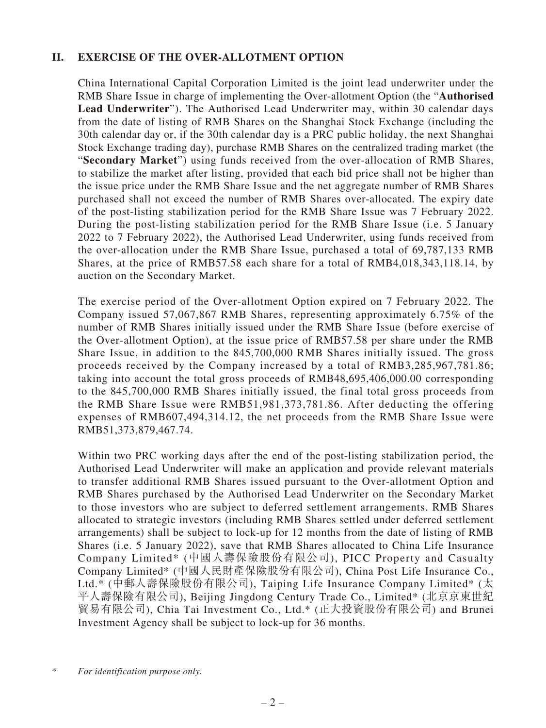## II. EXERCISE OF THE OVER-ALLOTMENT OPTION

China International Capital Corporation Limited is the joint lead underwriter under the RMB Share Issue in charge of implementing the Over-allotment Option (the "**Authorised Lead Underwriter**"). The Authorised Lead Underwriter may, within 30 calendar days from the date of listing of RMB Shares on the Shanghai Stock Exchange (including the 30th calendar day or, if the 30th calendar day is a PRC public holiday, the next Shanghai Stock Exchange trading day), purchase RMB Shares on the centralized trading market (the "**Secondary Market**") using funds received from the over-allocation of RMB Shares, to stabilize the market after listing, provided that each bid price shall not be higher than the issue price under the RMB Share Issue and the net aggregate number of RMB Shares purchased shall not exceed the number of RMB Shares over-allocated. The expiry date of the post-listing stabilization period for the RMB Share Issue was 7 February 2022. During the post-listing stabilization period for the RMB Share Issue (i.e. 5 January 2022 to 7 February 2022), the Authorised Lead Underwriter, using funds received from the over-allocation under the RMB Share Issue, purchased a total of 69,787,133 RMB Shares, at the price of RMB57.58 each share for a total of RMB4,018,343,118.14, by auction on the Secondary Market.

The exercise period of the Over-allotment Option expired on 7 February 2022. The Company issued 57,067,867 RMB Shares, representing approximately 6.75% of the number of RMB Shares initially issued under the RMB Share Issue (before exercise of the Over-allotment Option), at the issue price of RMB57.58 per share under the RMB Share Issue, in addition to the 845,700,000 RMB Shares initially issued. The gross proceeds received by the Company increased by a total of RMB3,285,967,781.86; taking into account the total gross proceeds of RMB48,695,406,000.00 corresponding to the 845,700,000 RMB Shares initially issued, the final total gross proceeds from the RMB Share Issue were RMB51,981,373,781.86. After deducting the offering expenses of RMB607,494,314.12, the net proceeds from the RMB Share Issue were RMB51,373,879,467.74.

Within two PRC working days after the end of the post-listing stabilization period, the Authorised Lead Underwriter will make an application and provide relevant materials to transfer additional RMB Shares issued pursuant to the Over-allotment Option and RMB Shares purchased by the Authorised Lead Underwriter on the Secondary Market to those investors who are subject to deferred settlement arrangements. RMB Shares allocated to strategic investors (including RMB Shares settled under deferred settlement arrangements) shall be subject to lock-up for 12 months from the date of listing of RMB Shares (i.e. 5 January 2022), save that RMB Shares allocated to China Life Insurance Company Limited* (中國人壽保險股份有限公司), PICC Property and Casualty Company Limited* (中國人民財產保險股份有限公司), China Post Life Insurance Co., Ltd.* (中郵人壽保險股份有限公司), Taiping Life Insurance Company Limited* (太平人壽保險有限公司), Beijing Jingdong Century Trade Co., Limited* (北京京東世紀貿易有限公司), Chia Tai Investment Co., Ltd.* (正大投資股份有限公司) and Brunei Investment Agency shall be subject to lock-up for 36 months.

\* *For identification purpose only.*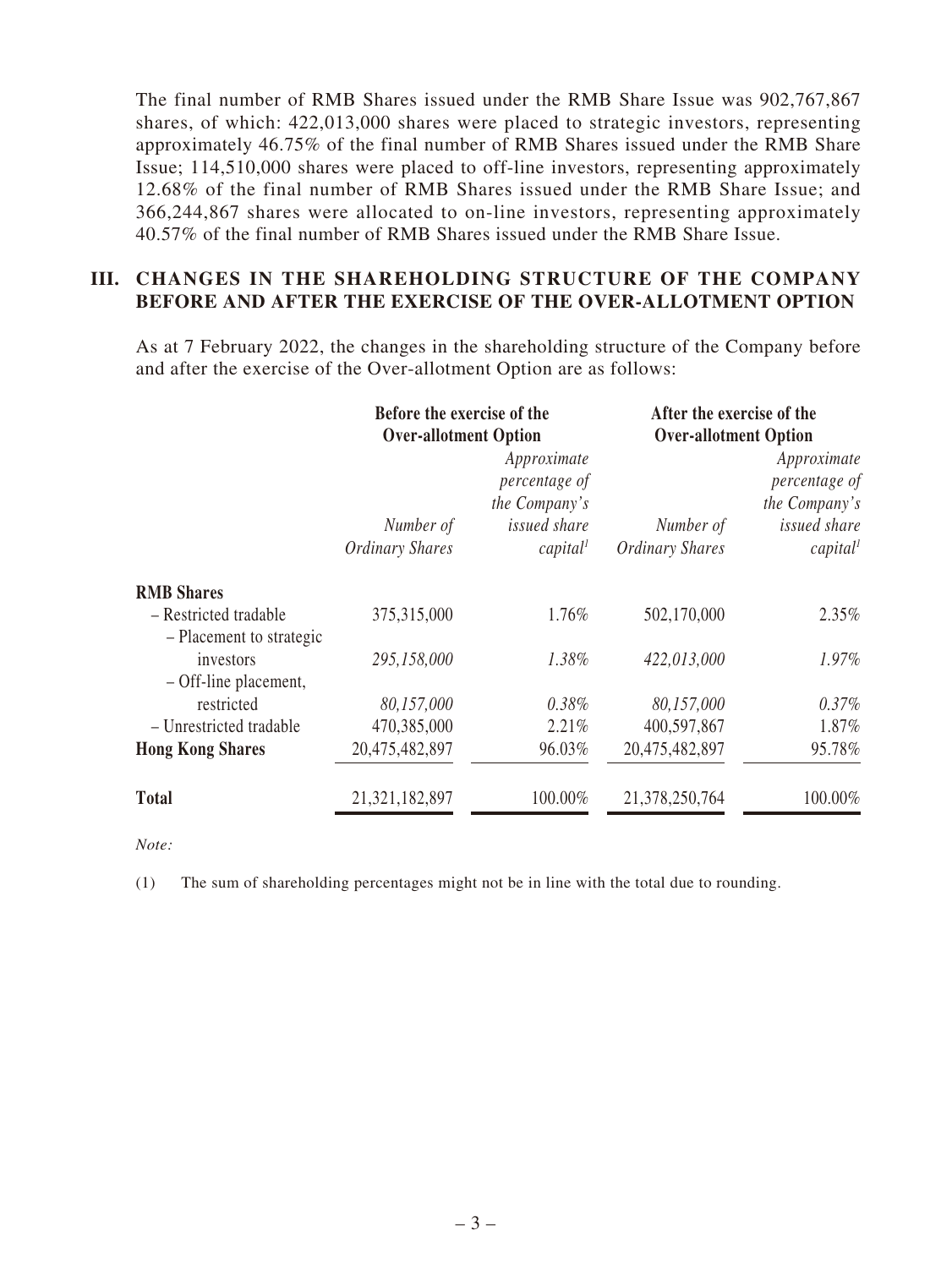The final number of RMB Shares issued under the RMB Share Issue was 902,767,867 shares, of which: 422,013,000 shares were placed to strategic investors, representing approximately 46.75% of the final number of RMB Shares issued under the RMB Share Issue; 114,510,000 shares were placed to off-line investors, representing approximately 12.68% of the final number of RMB Shares issued under the RMB Share Issue; and 366,244,867 shares were allocated to on-line investors, representing approximately 40.57% of the final number of RMB Shares issued under the RMB Share Issue.

## III. CHANGES IN THE SHAREHOLDING STRUCTURE OF THE COMPANY BEFORE AND AFTER THE EXERCISE OF THE OVER-ALLOTMENT OPTION

As at 7 February 2022, the changes in the shareholding structure of the Company before and after the exercise of the Over-allotment Option are as follows:

| | **Before the exercise of the Over-allotment Option** | | **After the exercise of the Over-allotment Option** | |
|---|---|---|---|---|
| | *Number of Ordinary Shares* | *Approximate percentage of the Company's issued share capital*[1] | *Number of Ordinary Shares* | *Approximate percentage of the Company's issued share capital*[1] |
| **RMB Shares** | | | | |
| – Restricted tradable | 375,315,000 | 1.76% | 502,170,000 | 2.35% |
| – Placement to strategic investors | *295,158,000* | *1.38%* | *422,013,000* | *1.97%* |
| – Off-line placement, restricted | *80,157,000* | *0.38%* | *80,157,000* | *0.37%* |
| – Unrestricted tradable | 470,385,000 | 2.21% | 400,597,867 | 1.87% |
| **Hong Kong Shares** | 20,475,482,897 | 96.03% | 20,475,482,897 | 95.78% |
| **Total** | 21,321,182,897 | 100.00% | 21,378,250,764 | 100.00% |

*Note:*

(1) The sum of shareholding percentages might not be in line with the total due to rounding.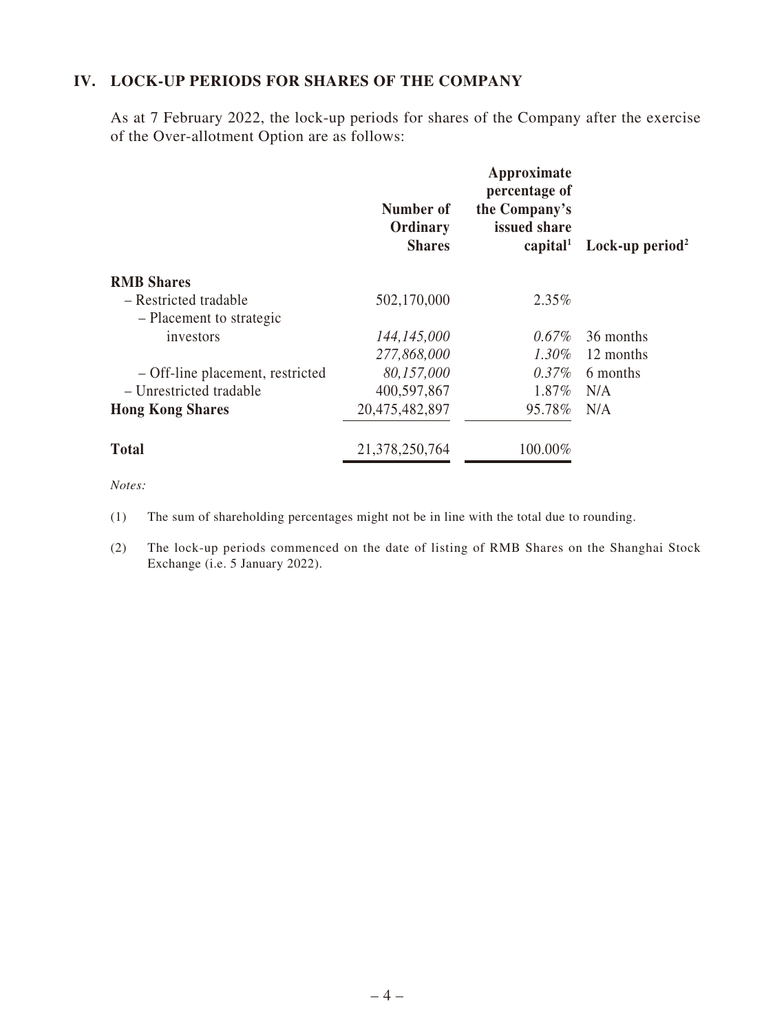## IV. LOCK-UP PERIODS FOR SHARES OF THE COMPANY

As at 7 February 2022, the lock-up periods for shares of the Company after the exercise of the Over-allotment Option are as follows:

| | Number of Ordinary Shares | Approximate percentage of the Company's issued share capital[1] | Lock-up period[2] |
|---|---|---|---|
| **RMB Shares** | | | |
| – Restricted tradable | 502,170,000 | 2.35% | |
| – Placement to strategic investors | *144,145,000* | *0.67%* | 36 months |
| | *277,868,000* | *1.30%* | 12 months |
| – Off-line placement, restricted | *80,157,000* | *0.37%* | 6 months |
| – Unrestricted tradable | 400,597,867 | 1.87% | N/A |
| **Hong Kong Shares** | 20,475,482,897 | 95.78% | N/A |
| **Total** | 21,378,250,764 | 100.00% | |

*Notes:*

(1) The sum of shareholding percentages might not be in line with the total due to rounding.

(2) The lock-up periods commenced on the date of listing of RMB Shares on the Shanghai Stock Exchange (i.e. 5 January 2022).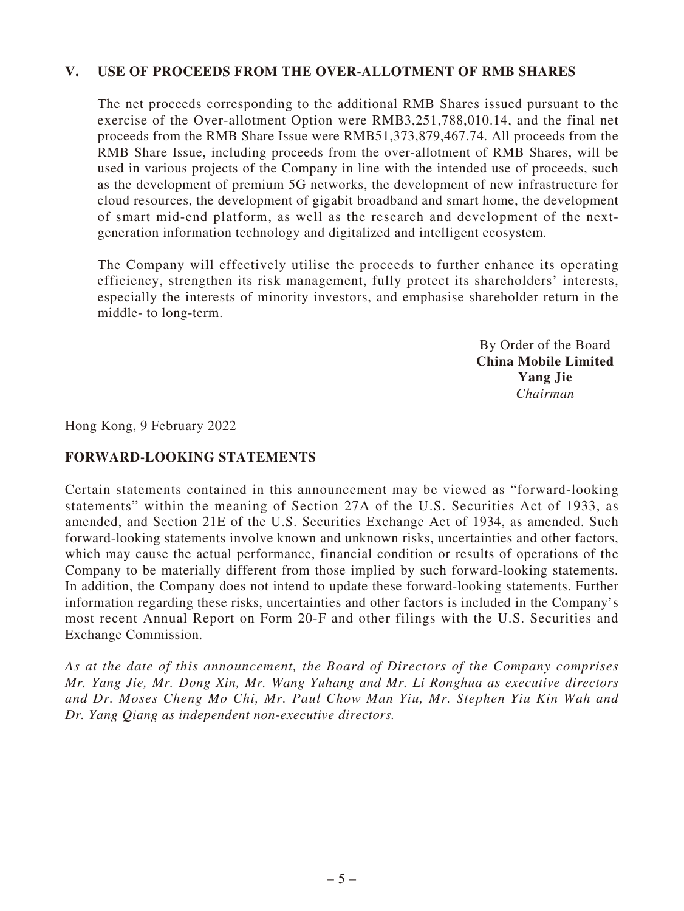## V. USE OF PROCEEDS FROM THE OVER-ALLOTMENT OF RMB SHARES

The net proceeds corresponding to the additional RMB Shares issued pursuant to the exercise of the Over-allotment Option were RMB3,251,788,010.14, and the final net proceeds from the RMB Share Issue were RMB51,373,879,467.74. All proceeds from the RMB Share Issue, including proceeds from the over-allotment of RMB Shares, will be used in various projects of the Company in line with the intended use of proceeds, such as the development of premium 5G networks, the development of new infrastructure for cloud resources, the development of gigabit broadband and smart home, the development of smart mid-end platform, as well as the research and development of the next-generation information technology and digitalized and intelligent ecosystem.

The Company will effectively utilise the proceeds to further enhance its operating efficiency, strengthen its risk management, fully protect its shareholders' interests, especially the interests of minority investors, and emphasise shareholder return in the middle- to long-term.

By Order of the Board
**China Mobile Limited**
**Yang Jie**
*Chairman*

Hong Kong, 9 February 2022

## FORWARD-LOOKING STATEMENTS

Certain statements contained in this announcement may be viewed as "forward-looking statements" within the meaning of Section 27A of the U.S. Securities Act of 1933, as amended, and Section 21E of the U.S. Securities Exchange Act of 1934, as amended. Such forward-looking statements involve known and unknown risks, uncertainties and other factors, which may cause the actual performance, financial condition or results of operations of the Company to be materially different from those implied by such forward-looking statements. In addition, the Company does not intend to update these forward-looking statements. Further information regarding these risks, uncertainties and other factors is included in the Company's most recent Annual Report on Form 20-F and other filings with the U.S. Securities and Exchange Commission.

*As at the date of this announcement, the Board of Directors of the Company comprises Mr. Yang Jie, Mr. Dong Xin, Mr. Wang Yuhang and Mr. Li Ronghua as executive directors and Dr. Moses Cheng Mo Chi, Mr. Paul Chow Man Yiu, Mr. Stephen Yiu Kin Wah and Dr. Yang Qiang as independent non-executive directors.*